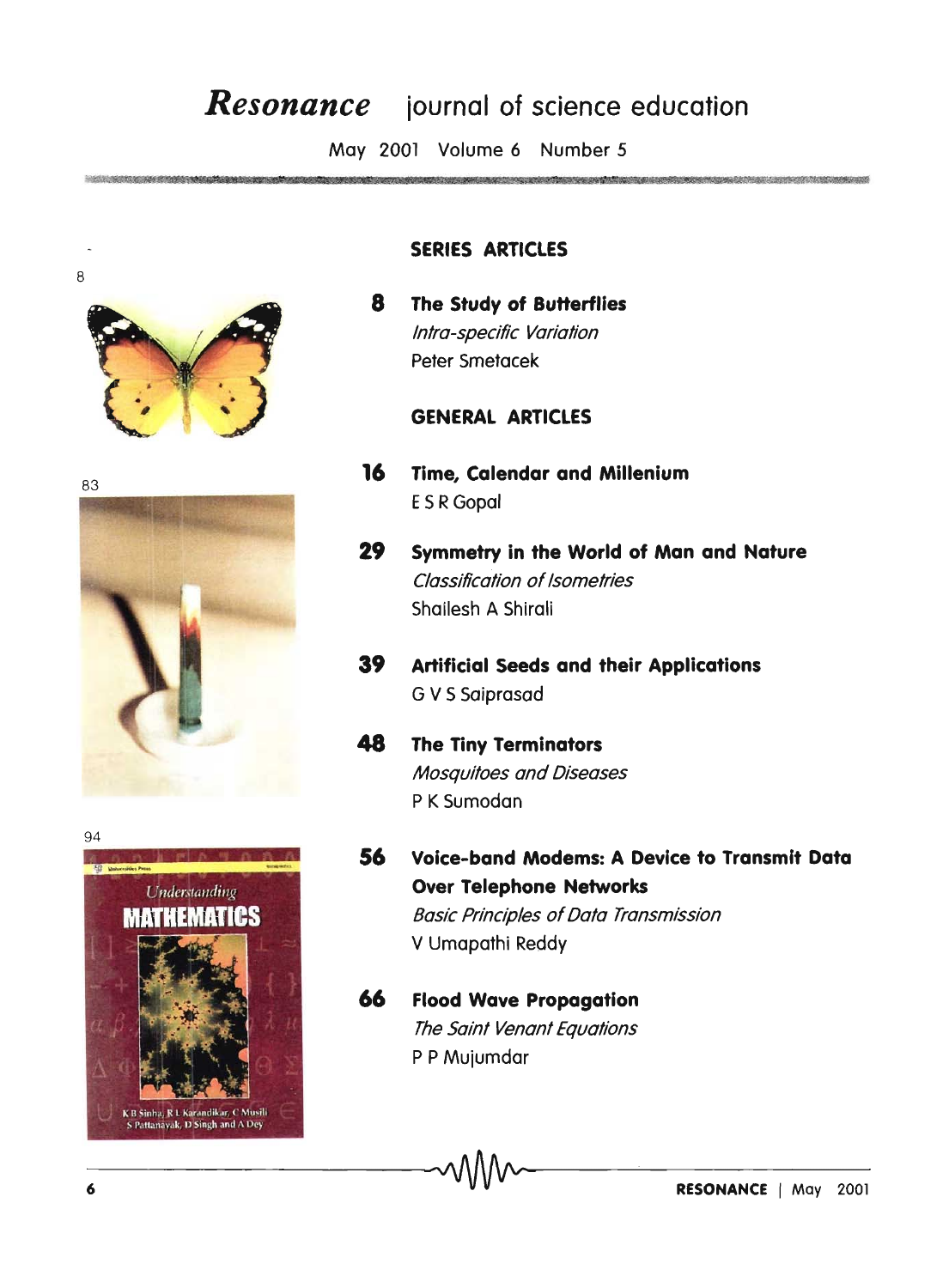# *Resonance* journal of science education

May 2001 Volume 6 Number 5

## SERIES ARTICLES

**8 The Study of Butterflies**
*Intra-specific Variation*
Peter Smetacek

## GENERAL ARTICLES

**16 Time, Calendar and Millenium**
E S R Gopal

**29 Symmetry in the World of Man and Nature**
*Classification of Isometries*
Shailesh A Shirali

**39 Artificial Seeds and their Applications**
G V S Saiprasad

**48 The Tiny Terminators**
*Mosquitoes and Diseases*
P K Sumodan

**56 Voice-band Modems: A Device to Transmit Data Over Telephone Networks**
*Basic Principles of Data Transmission*
V Umapathi Reddy

**66 Flood Wave Propagation**
*The Saint Venant Equations*
P P Mujumdar

8

83

94

Universities Press

Understanding MATHEMATICS

K B Sinha, R L Karandikar, C Musili, S Pattanayak, D Singh and A Dey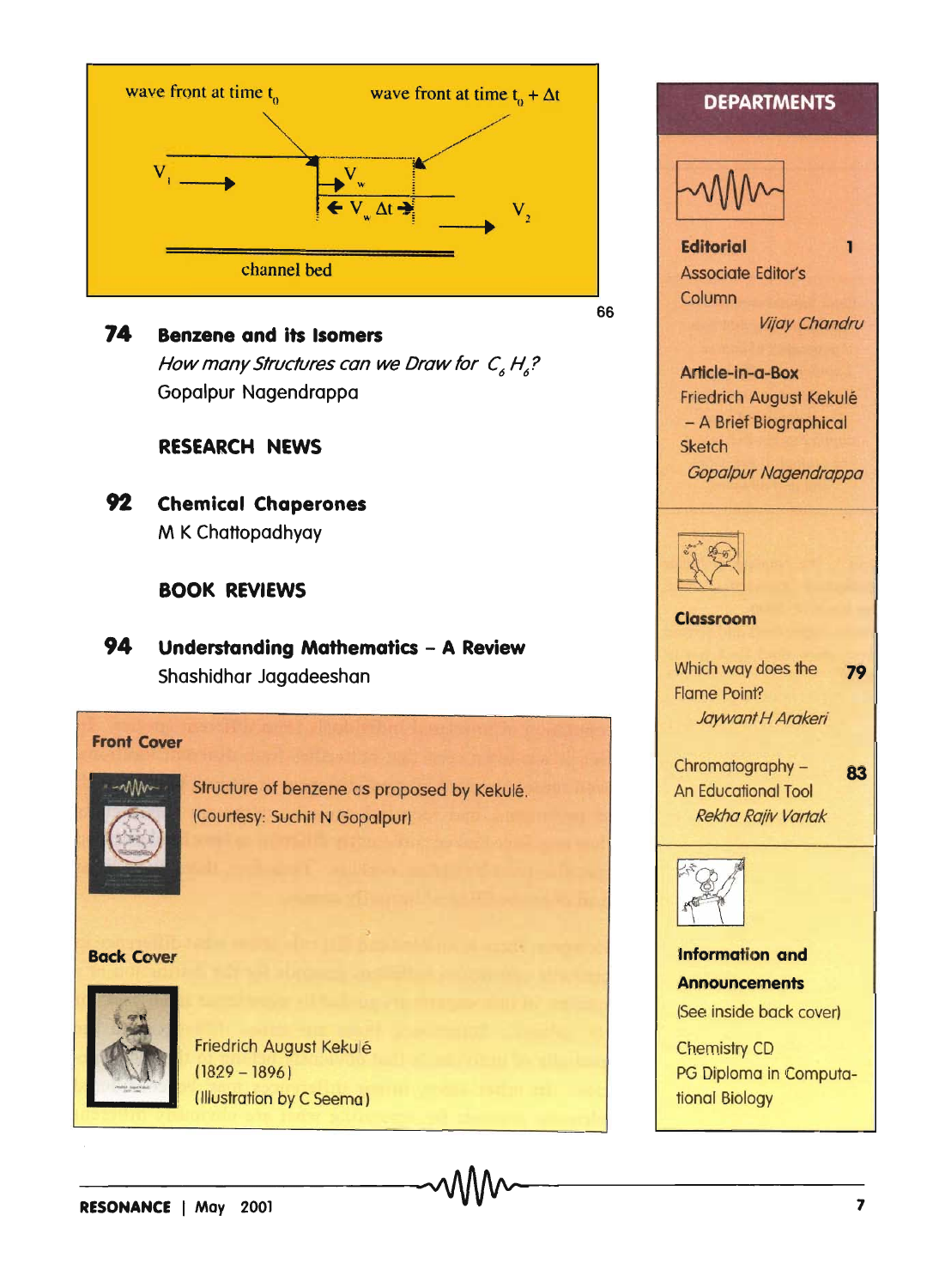wave front at time $t_0$

wave front at time $t_0 + \Delta t$

$V_1$

$V_w$

$V_w \Delta t$

$V_2$

channel bed

66

**74** **Benzene and its Isomers**

*How many Structures can we Draw for $C_6H_6$?*

Gopalpur Nagendrappa

## RESEARCH NEWS

**92** **Chemical Chaperones**

M K Chattopadhyay

## BOOK REVIEWS

**94** **Understanding Mathematics – A Review**

Shashidhar Jagadeeshan

**Front Cover**

Structure of benzene as proposed by Kekulé. (Courtesy: Suchit N Gopalpur)

**Back Cover**

Friedrich August Kekulé (1829 – 1896) (Illustration by C Seema)

## DEPARTMENTS

**Editorial** **1**

Associate Editor's Column

*Vijay Chandru*

**Article-in-a-Box**

Friedrich August Kekulé – A Brief Biographical Sketch

*Gopalpur Nagendrappa*

**Classroom**

Which way does the Flame Point? **79**

*Jaywant H Arakeri*

Chromatography – An Educational Tool **83**

*Rekha Rajiv Vartak*

**Information and Announcements**

(See inside back cover)

Chemistry CD

PG Diploma in Computational Biology